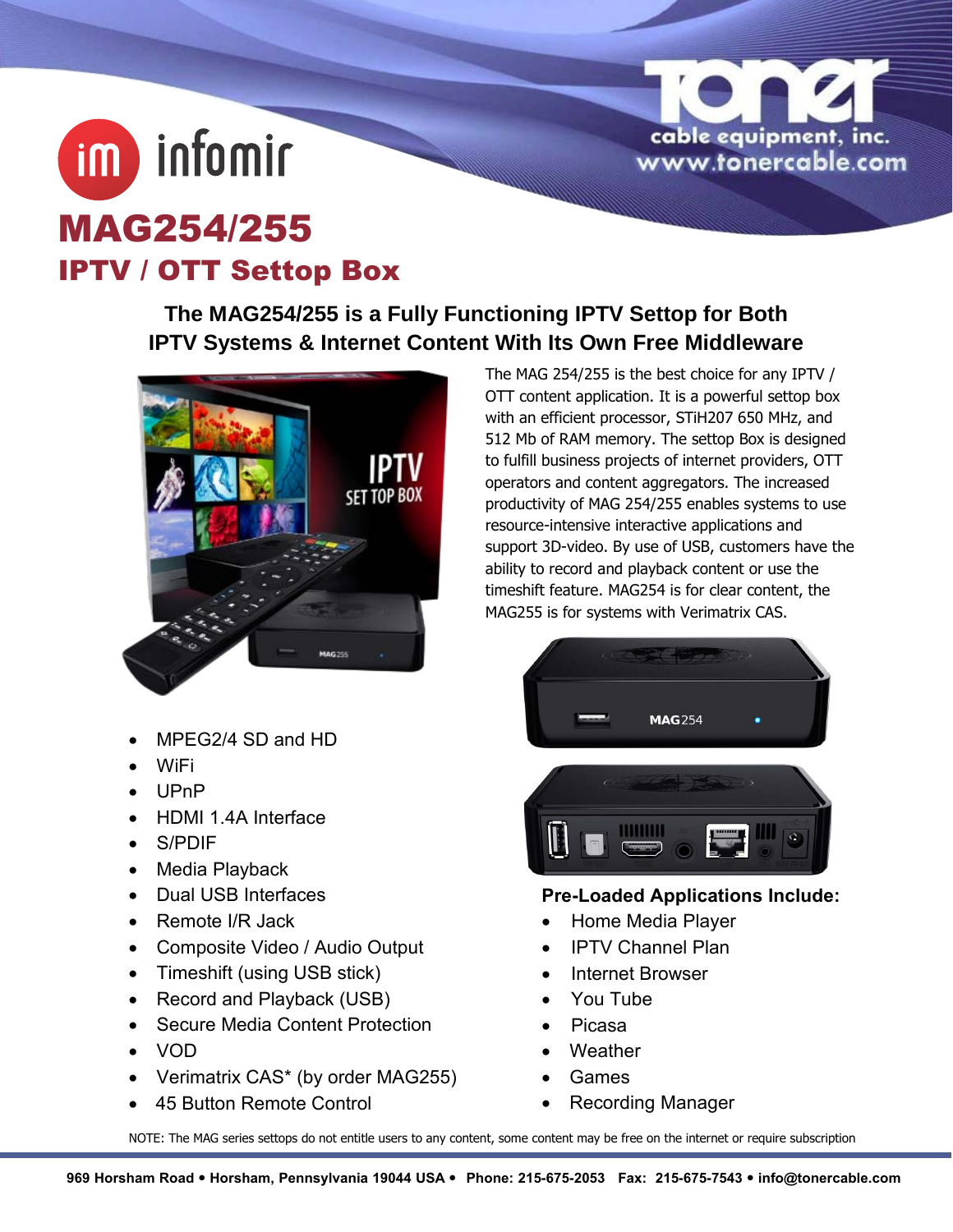infomir

# MAG254/255

## IPTV / OTT Settop Box

Toner cable equipment, inc.
www.tonercable.com

### The MAG254/255 is a Fully Functioning IPTV Settop for Both IPTV Systems & Internet Content With Its Own Free Middleware

The MAG 254/255 is the best choice for any IPTV / OTT content application. It is a powerful settop box with an efficient processor, STiH207 650 MHz, and 512 Mb of RAM memory. The settop Box is designed to fulfill business projects of internet providers, OTT operators and content aggregators. The increased productivity of MAG 254/255 enables systems to use resource-intensive interactive applications and support 3D-video. By use of USB, customers have the ability to record and playback content or use the timeshift feature. MAG254 is for clear content, the MAG255 is for systems with Verimatrix CAS.

- MPEG2/4 SD and HD
- WiFi
- UPnP
- HDMI 1.4A Interface
- S/PDIF
- Media Playback
- Dual USB Interfaces
- Remote I/R Jack
- Composite Video / Audio Output
- Timeshift (using USB stick)
- Record and Playback (USB)
- Secure Media Content Protection
- VOD
- Verimatrix CAS* (by order MAG255)
- 45 Button Remote Control

**Pre-Loaded Applications Include:**

- Home Media Player
- IPTV Channel Plan
- Internet Browser
- You Tube
- Picasa
- Weather
- Games
- Recording Manager

NOTE: The MAG series settops do not entitle users to any content, some content may be free on the internet or require subscription

**969 Horsham Road • Horsham, Pennsylvania 19044 USA • Phone: 215-675-2053 Fax: 215-675-7543 • info@tonercable.com**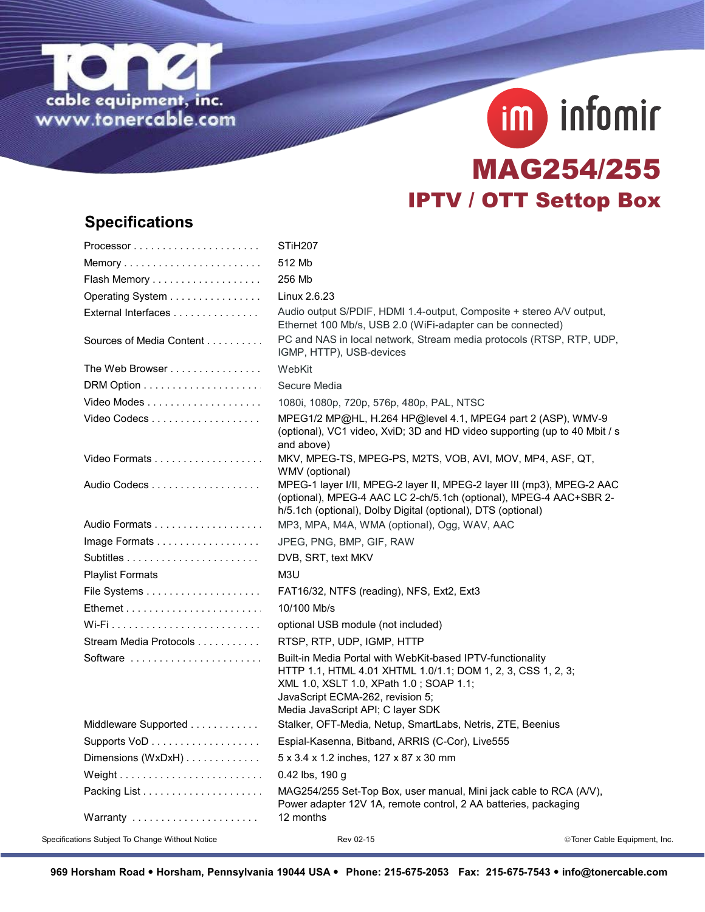toner cable equipment, inc.
www.tonercable.com

infomir

# MAG254/255

## IPTV / OTT Settop Box

### Specifications

| | |
|---|---|
| Processor | STiH207 |
| Memory | 512 Mb |
| Flash Memory | 256 Mb |
| Operating System | Linux 2.6.23 |
| External Interfaces | Audio output S/PDIF, HDMI 1.4-output, Composite + stereo A/V output, Ethernet 100 Mb/s, USB 2.0 (WiFi-adapter can be connected) |
| Sources of Media Content | PC and NAS in local network, Stream media protocols (RTSP, RTP, UDP, IGMP, HTTP), USB-devices |
| The Web Browser | WebKit |
| DRM Option | Secure Media |
| Video Modes | 1080i, 1080p, 720p, 576p, 480p, PAL, NTSC |
| Video Codecs | MPEG1/2 MP@HL, H.264 HP@level 4.1, MPEG4 part 2 (ASP), WMV-9 (optional), VC1 video, XviD; 3D and HD video supporting (up to 40 Mbit / s and above) |
| Video Formats | MKV, MPEG-TS, MPEG-PS, M2TS, VOB, AVI, MOV, MP4, ASF, QT, WMV (optional) |
| Audio Codecs | MPEG-1 layer I/II, MPEG-2 layer II, MPEG-2 layer III (mp3), MPEG-2 AAC (optional), MPEG-4 AAC LC 2-ch/5.1ch (optional), MPEG-4 AAC+SBR 2-h/5.1ch (optional), Dolby Digital (optional), DTS (optional) |
| Audio Formats | MP3, MPA, M4A, WMA (optional), Ogg, WAV, AAC |
| Image Formats | JPEG, PNG, BMP, GIF, RAW |
| Subtitles | DVB, SRT, text MKV |
| Playlist Formats | M3U |
| File Systems | FAT16/32, NTFS (reading), NFS, Ext2, Ext3 |
| Ethernet | 10/100 Mb/s |
| Wi-Fi | optional USB module (not included) |
| Stream Media Protocols | RTSP, RTP, UDP, IGMP, HTTP |
| Software | Built-in Media Portal with WebKit-based IPTV-functionality<br>HTTP 1.1, HTML 4.01 XHTML 1.0/1.1; DOM 1, 2, 3, CSS 1, 2, 3;<br>XML 1.0, XSLT 1.0, XPath 1.0 ; SOAP 1.1;<br>JavaScript ECMA-262, revision 5;<br>Media JavaScript API; C layer SDK |
| Middleware Supported | Stalker, OFT-Media, Netup, SmartLabs, Netris, ZTE, Beenius |
| Supports VoD | Espial-Kasenna, Bitband, ARRIS (C-Cor), Live555 |
| Dimensions (WxDxH) | 5 x 3.4 x 1.2 inches, 127 x 87 x 30 mm |
| Weight | 0.42 lbs, 190 g |
| Packing List | MAG254/255 Set-Top Box, user manual, Mini jack cable to RCA (A/V), Power adapter 12V 1A, remote control, 2 AA batteries, packaging |
| Warranty | 12 months |

Specifications Subject To Change Without Notice     Rev 02-15     ©Toner Cable Equipment, Inc.

**969 Horsham Road • Horsham, Pennsylvania 19044 USA • Phone: 215-675-2053 Fax: 215-675-7543 • info@tonercable.com**